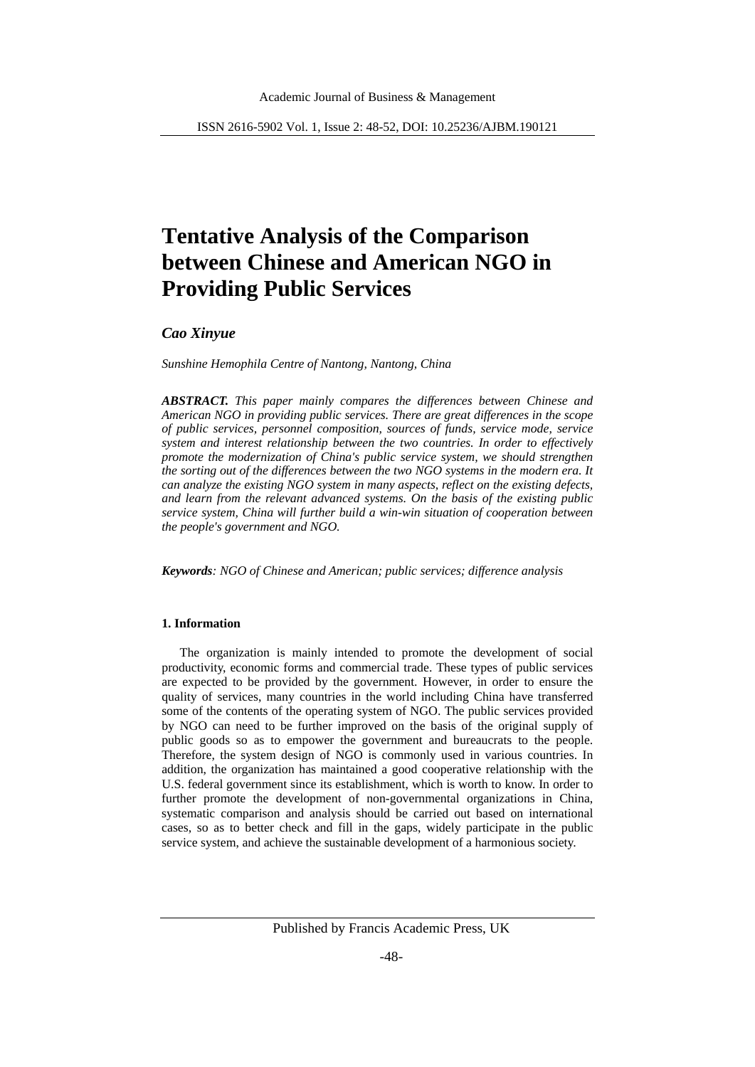# Tentative Analysis of the Comparison between Chinese and American NGO in Providing Public Services

***Cao Xinyue***

*Sunshine Hemophila Centre of Nantong, Nantong, China*

***ABSTRACT.*** *This paper mainly compares the differences between Chinese and American NGO in providing public services. There are great differences in the scope of public services, personnel composition, sources of funds, service mode, service system and interest relationship between the two countries. In order to effectively promote the modernization of China's public service system, we should strengthen the sorting out of the differences between the two NGO systems in the modern era. It can analyze the existing NGO system in many aspects, reflect on the existing defects, and learn from the relevant advanced systems. On the basis of the existing public service system, China will further build a win-win situation of cooperation between the people's government and NGO.*

***Keywords****: NGO of Chinese and American; public services; difference analysis*

## 1. Information

The organization is mainly intended to promote the development of social productivity, economic forms and commercial trade. These types of public services are expected to be provided by the government. However, in order to ensure the quality of services, many countries in the world including China have transferred some of the contents of the operating system of NGO. The public services provided by NGO can need to be further improved on the basis of the original supply of public goods so as to empower the government and bureaucrats to the people. Therefore, the system design of NGO is commonly used in various countries. In addition, the organization has maintained a good cooperative relationship with the U.S. federal government since its establishment, which is worth to know. In order to further promote the development of non-governmental organizations in China, systematic comparison and analysis should be carried out based on international cases, so as to better check and fill in the gaps, widely participate in the public service system, and achieve the sustainable development of a harmonious society.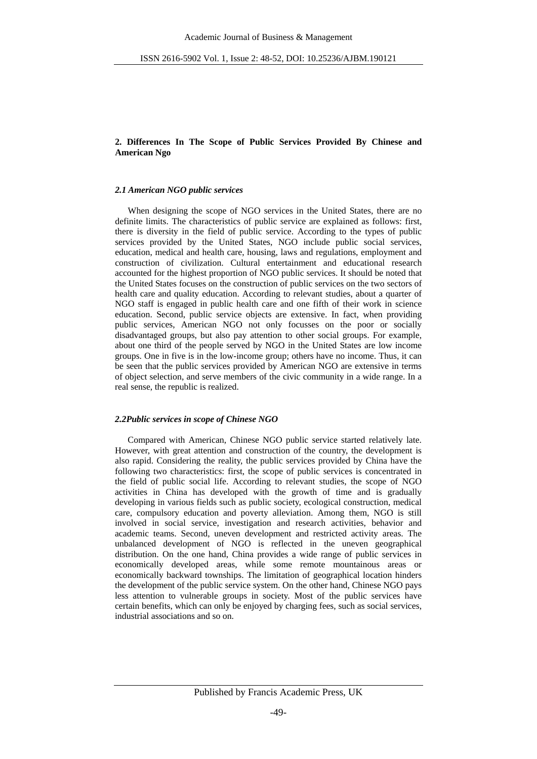## 2. Differences In The Scope of Public Services Provided By Chinese and American Ngo

### *2.1 American NGO public services*

When designing the scope of NGO services in the United States, there are no definite limits. The characteristics of public service are explained as follows: first, there is diversity in the field of public service. According to the types of public services provided by the United States, NGO include public social services, education, medical and health care, housing, laws and regulations, employment and construction of civilization. Cultural entertainment and educational research accounted for the highest proportion of NGO public services. It should be noted that the United States focuses on the construction of public services on the two sectors of health care and quality education. According to relevant studies, about a quarter of NGO staff is engaged in public health care and one fifth of their work in science education. Second, public service objects are extensive. In fact, when providing public services, American NGO not only focusses on the poor or socially disadvantaged groups, but also pay attention to other social groups. For example, about one third of the people served by NGO in the United States are low income groups. One in five is in the low-income group; others have no income. Thus, it can be seen that the public services provided by American NGO are extensive in terms of object selection, and serve members of the civic community in a wide range. In a real sense, the republic is realized.

### *2.2Public services in scope of Chinese NGO*

Compared with American, Chinese NGO public service started relatively late. However, with great attention and construction of the country, the development is also rapid. Considering the reality, the public services provided by China have the following two characteristics: first, the scope of public services is concentrated in the field of public social life. According to relevant studies, the scope of NGO activities in China has developed with the growth of time and is gradually developing in various fields such as public society, ecological construction, medical care, compulsory education and poverty alleviation. Among them, NGO is still involved in social service, investigation and research activities, behavior and academic teams. Second, uneven development and restricted activity areas. The unbalanced development of NGO is reflected in the uneven geographical distribution. On the one hand, China provides a wide range of public services in economically developed areas, while some remote mountainous areas or economically backward townships. The limitation of geographical location hinders the development of the public service system. On the other hand, Chinese NGO pays less attention to vulnerable groups in society. Most of the public services have certain benefits, which can only be enjoyed by charging fees, such as social services, industrial associations and so on.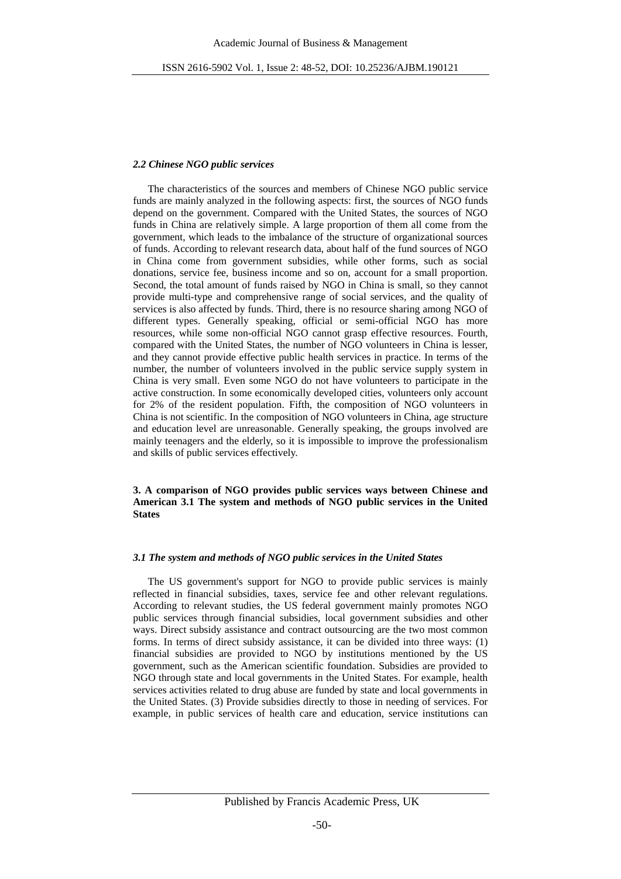### *2.2 Chinese NGO public services*

The characteristics of the sources and members of Chinese NGO public service funds are mainly analyzed in the following aspects: first, the sources of NGO funds depend on the government. Compared with the United States, the sources of NGO funds in China are relatively simple. A large proportion of them all come from the government, which leads to the imbalance of the structure of organizational sources of funds. According to relevant research data, about half of the fund sources of NGO in China come from government subsidies, while other forms, such as social donations, service fee, business income and so on, account for a small proportion. Second, the total amount of funds raised by NGO in China is small, so they cannot provide multi-type and comprehensive range of social services, and the quality of services is also affected by funds. Third, there is no resource sharing among NGO of different types. Generally speaking, official or semi-official NGO has more resources, while some non-official NGO cannot grasp effective resources. Fourth, compared with the United States, the number of NGO volunteers in China is lesser, and they cannot provide effective public health services in practice. In terms of the number, the number of volunteers involved in the public service supply system in China is very small. Even some NGO do not have volunteers to participate in the active construction. In some economically developed cities, volunteers only account for 2% of the resident population. Fifth, the composition of NGO volunteers in China is not scientific. In the composition of NGO volunteers in China, age structure and education level are unreasonable. Generally speaking, the groups involved are mainly teenagers and the elderly, so it is impossible to improve the professionalism and skills of public services effectively.

## 3. A comparison of NGO provides public services ways between Chinese and American 3.1 The system and methods of NGO public services in the United States

### *3.1 The system and methods of NGO public services in the United States*

The US government's support for NGO to provide public services is mainly reflected in financial subsidies, taxes, service fee and other relevant regulations. According to relevant studies, the US federal government mainly promotes NGO public services through financial subsidies, local government subsidies and other ways. Direct subsidy assistance and contract outsourcing are the two most common forms. In terms of direct subsidy assistance, it can be divided into three ways: (1) financial subsidies are provided to NGO by institutions mentioned by the US government, such as the American scientific foundation. Subsidies are provided to NGO through state and local governments in the United States. For example, health services activities related to drug abuse are funded by state and local governments in the United States. (3) Provide subsidies directly to those in needing of services. For example, in public services of health care and education, service institutions can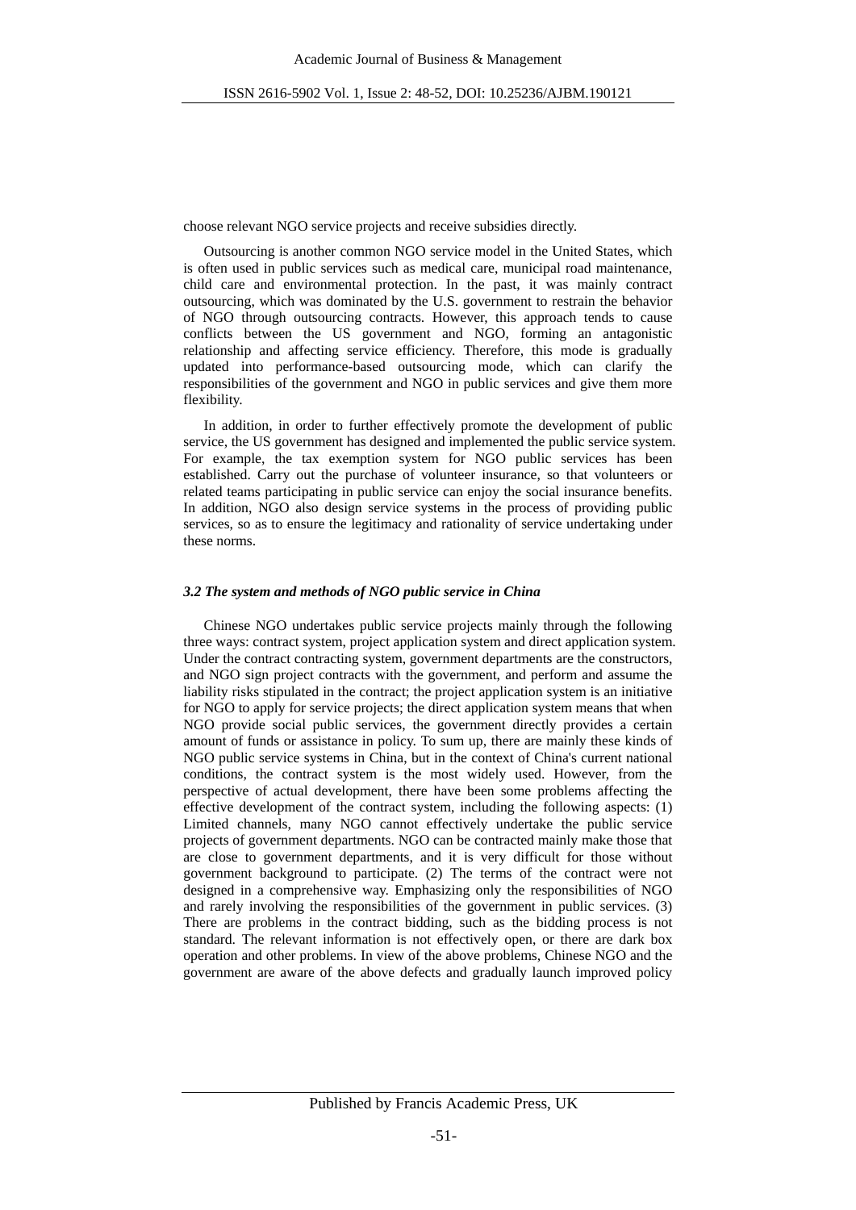choose relevant NGO service projects and receive subsidies directly.

Outsourcing is another common NGO service model in the United States, which is often used in public services such as medical care, municipal road maintenance, child care and environmental protection. In the past, it was mainly contract outsourcing, which was dominated by the U.S. government to restrain the behavior of NGO through outsourcing contracts. However, this approach tends to cause conflicts between the US government and NGO, forming an antagonistic relationship and affecting service efficiency. Therefore, this mode is gradually updated into performance-based outsourcing mode, which can clarify the responsibilities of the government and NGO in public services and give them more flexibility.

In addition, in order to further effectively promote the development of public service, the US government has designed and implemented the public service system. For example, the tax exemption system for NGO public services has been established. Carry out the purchase of volunteer insurance, so that volunteers or related teams participating in public service can enjoy the social insurance benefits. In addition, NGO also design service systems in the process of providing public services, so as to ensure the legitimacy and rationality of service undertaking under these norms.

### *3.2 The system and methods of NGO public service in China*

Chinese NGO undertakes public service projects mainly through the following three ways: contract system, project application system and direct application system. Under the contract contracting system, government departments are the constructors, and NGO sign project contracts with the government, and perform and assume the liability risks stipulated in the contract; the project application system is an initiative for NGO to apply for service projects; the direct application system means that when NGO provide social public services, the government directly provides a certain amount of funds or assistance in policy. To sum up, there are mainly these kinds of NGO public service systems in China, but in the context of China's current national conditions, the contract system is the most widely used. However, from the perspective of actual development, there have been some problems affecting the effective development of the contract system, including the following aspects: (1) Limited channels, many NGO cannot effectively undertake the public service projects of government departments. NGO can be contracted mainly make those that are close to government departments, and it is very difficult for those without government background to participate. (2) The terms of the contract were not designed in a comprehensive way. Emphasizing only the responsibilities of NGO and rarely involving the responsibilities of the government in public services. (3) There are problems in the contract bidding, such as the bidding process is not standard. The relevant information is not effectively open, or there are dark box operation and other problems. In view of the above problems, Chinese NGO and the government are aware of the above defects and gradually launch improved policy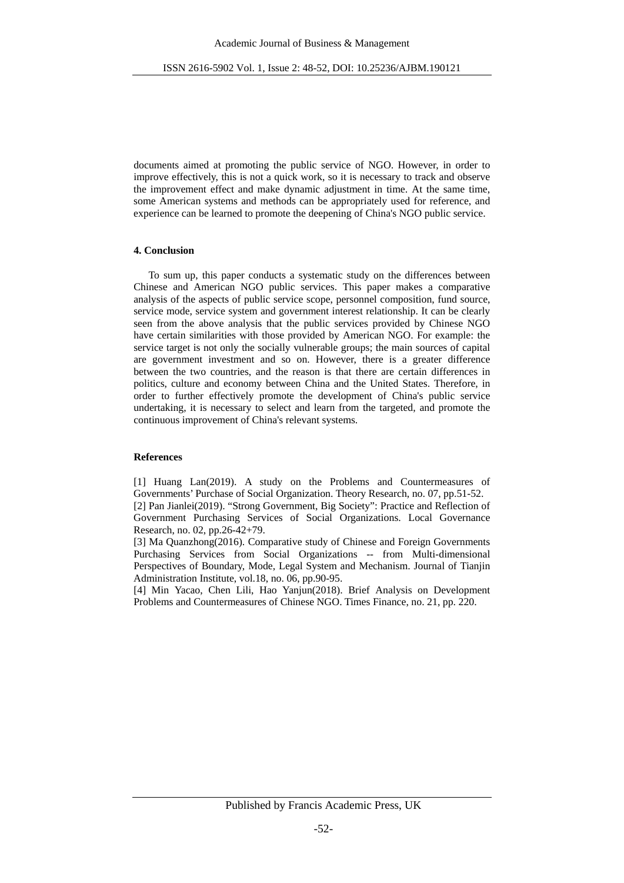documents aimed at promoting the public service of NGO. However, in order to improve effectively, this is not a quick work, so it is necessary to track and observe the improvement effect and make dynamic adjustment in time. At the same time, some American systems and methods can be appropriately used for reference, and experience can be learned to promote the deepening of China's NGO public service.

## 4. Conclusion

To sum up, this paper conducts a systematic study on the differences between Chinese and American NGO public services. This paper makes a comparative analysis of the aspects of public service scope, personnel composition, fund source, service mode, service system and government interest relationship. It can be clearly seen from the above analysis that the public services provided by Chinese NGO have certain similarities with those provided by American NGO. For example: the service target is not only the socially vulnerable groups; the main sources of capital are government investment and so on. However, there is a greater difference between the two countries, and the reason is that there are certain differences in politics, culture and economy between China and the United States. Therefore, in order to further effectively promote the development of China's public service undertaking, it is necessary to select and learn from the targeted, and promote the continuous improvement of China's relevant systems.

## References

[1] Huang Lan(2019). A study on the Problems and Countermeasures of Governments' Purchase of Social Organization. Theory Research, no. 07, pp.51-52.

[2] Pan Jianlei(2019). "Strong Government, Big Society": Practice and Reflection of Government Purchasing Services of Social Organizations. Local Governance Research, no. 02, pp.26-42+79.

[3] Ma Quanzhong(2016). Comparative study of Chinese and Foreign Governments Purchasing Services from Social Organizations -- from Multi-dimensional Perspectives of Boundary, Mode, Legal System and Mechanism. Journal of Tianjin Administration Institute, vol.18, no. 06, pp.90-95.

[4] Min Yacao, Chen Lili, Hao Yanjun(2018). Brief Analysis on Development Problems and Countermeasures of Chinese NGO. Times Finance, no. 21, pp. 220.